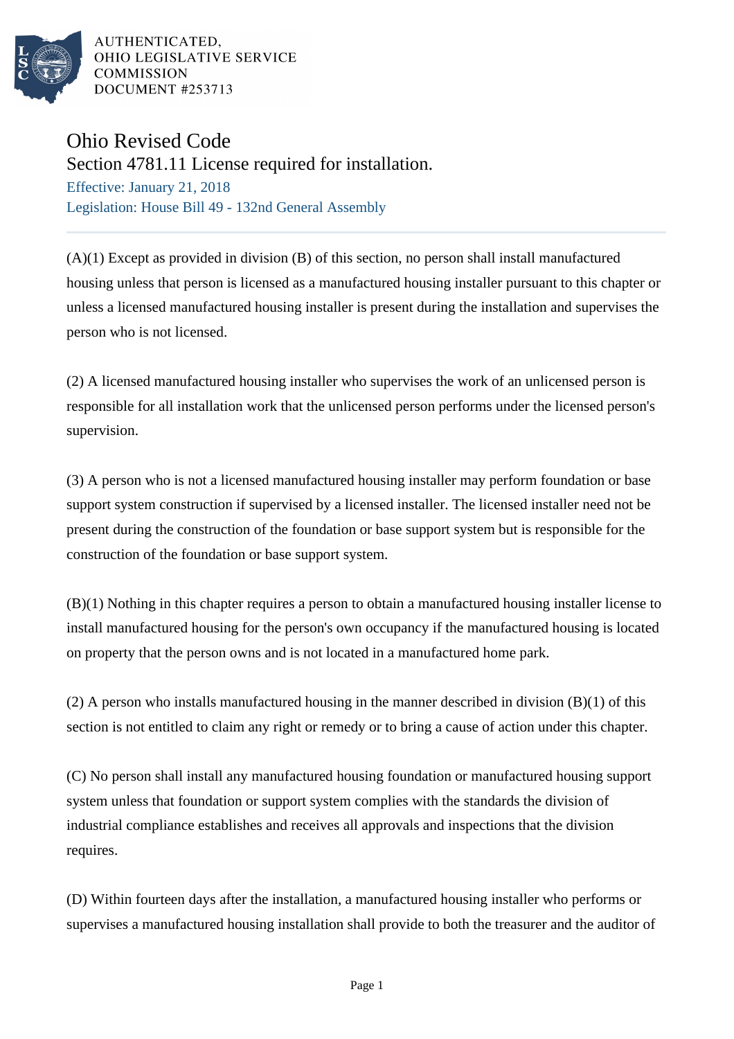AUTHENTICATED,
OHIO LEGISLATIVE SERVICE
COMMISSION
DOCUMENT #253713

# Ohio Revised Code

## Section 4781.11 License required for installation.

Effective: January 21, 2018

Legislation: House Bill 49 - 132nd General Assembly

---

(A)(1) Except as provided in division (B) of this section, no person shall install manufactured housing unless that person is licensed as a manufactured housing installer pursuant to this chapter or unless a licensed manufactured housing installer is present during the installation and supervises the person who is not licensed.

(2) A licensed manufactured housing installer who supervises the work of an unlicensed person is responsible for all installation work that the unlicensed person performs under the licensed person's supervision.

(3) A person who is not a licensed manufactured housing installer may perform foundation or base support system construction if supervised by a licensed installer. The licensed installer need not be present during the construction of the foundation or base support system but is responsible for the construction of the foundation or base support system.

(B)(1) Nothing in this chapter requires a person to obtain a manufactured housing installer license to install manufactured housing for the person's own occupancy if the manufactured housing is located on property that the person owns and is not located in a manufactured home park.

(2) A person who installs manufactured housing in the manner described in division (B)(1) of this section is not entitled to claim any right or remedy or to bring a cause of action under this chapter.

(C) No person shall install any manufactured housing foundation or manufactured housing support system unless that foundation or support system complies with the standards the division of industrial compliance establishes and receives all approvals and inspections that the division requires.

(D) Within fourteen days after the installation, a manufactured housing installer who performs or supervises a manufactured housing installation shall provide to both the treasurer and the auditor of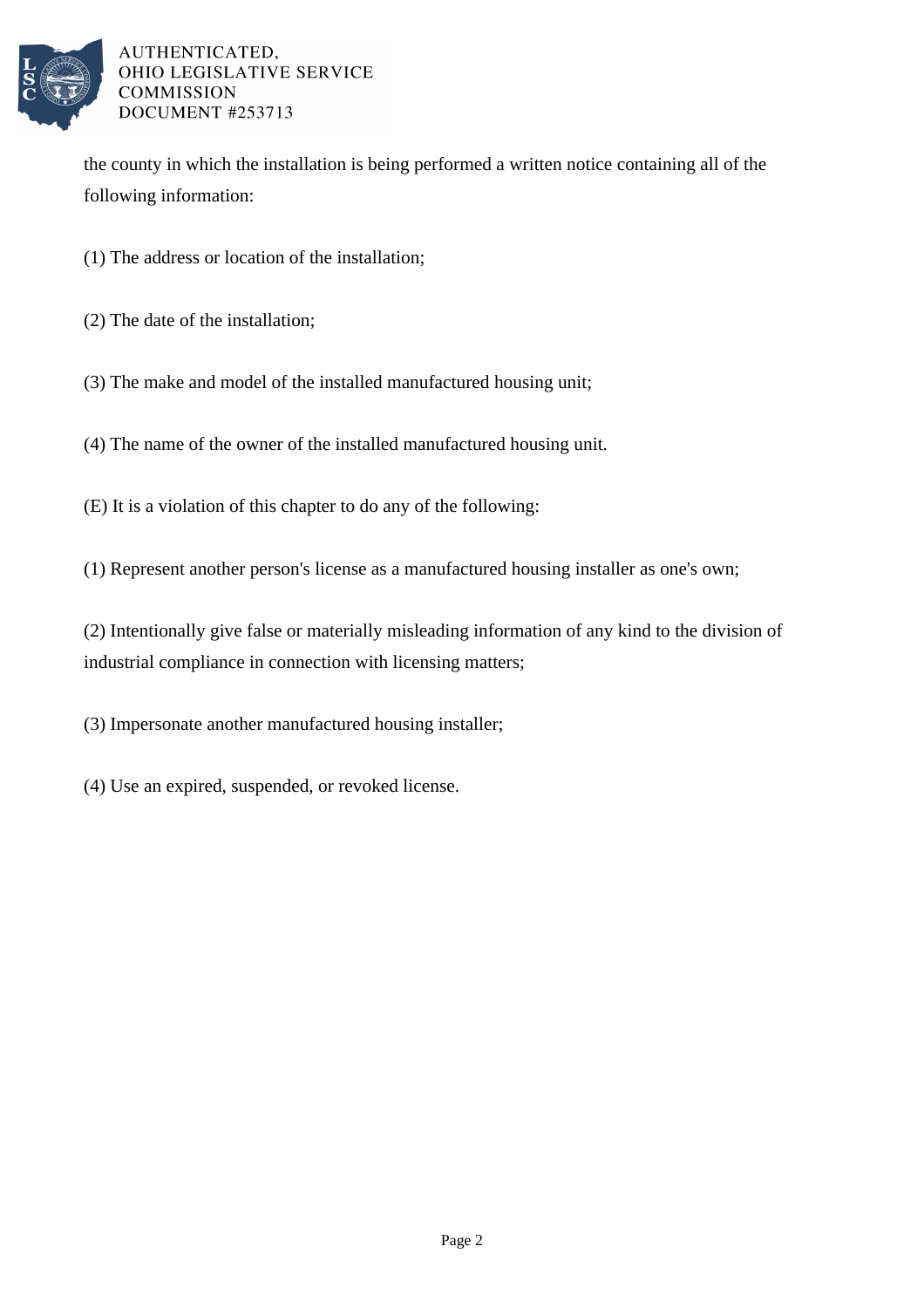the county in which the installation is being performed a written notice containing all of the following information:

(1) The address or location of the installation;

(2) The date of the installation;

(3) The make and model of the installed manufactured housing unit;

(4) The name of the owner of the installed manufactured housing unit.

(E) It is a violation of this chapter to do any of the following:

(1) Represent another person's license as a manufactured housing installer as one's own;

(2) Intentionally give false or materially misleading information of any kind to the division of industrial compliance in connection with licensing matters;

(3) Impersonate another manufactured housing installer;

(4) Use an expired, suspended, or revoked license.